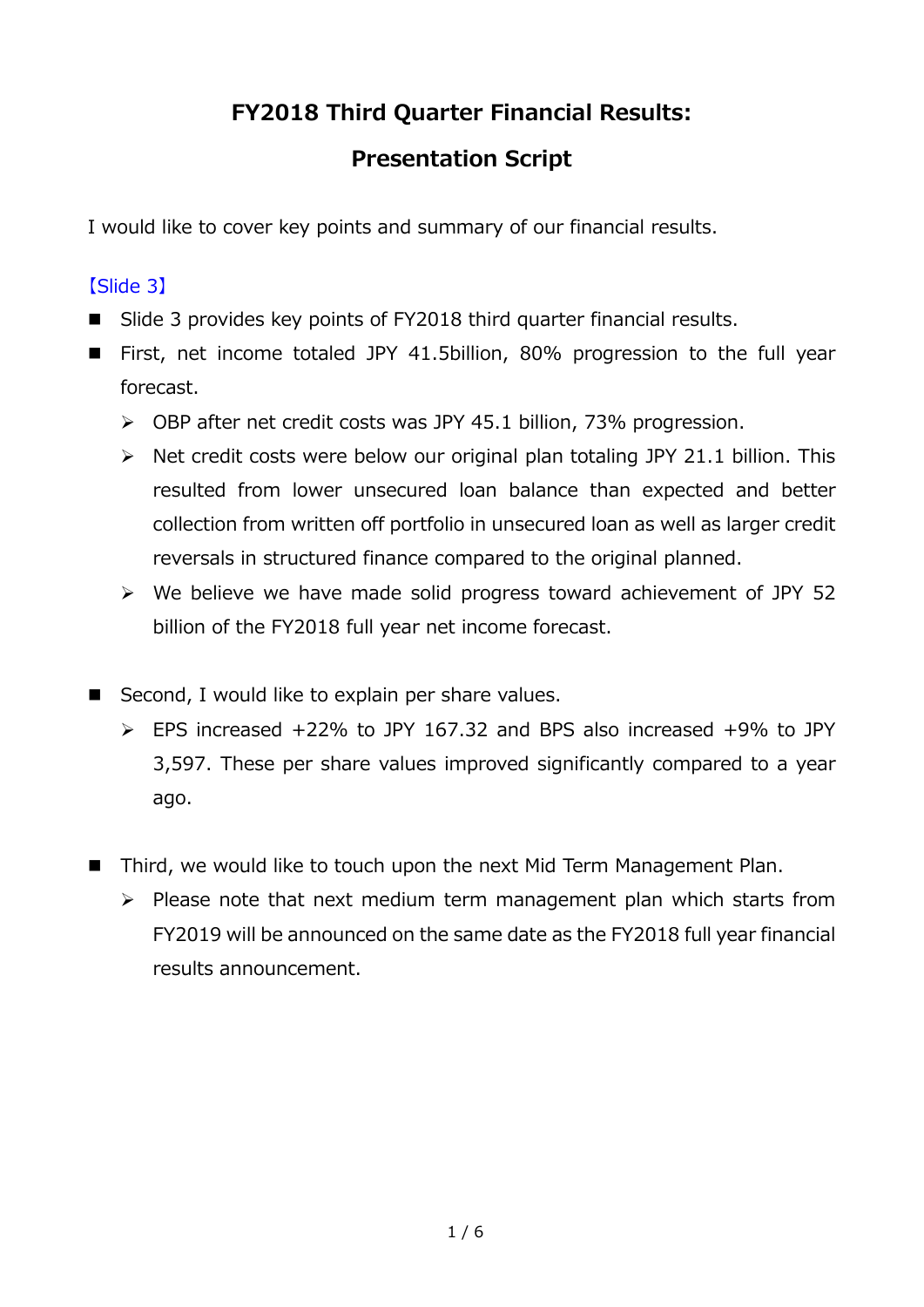# FY2018 Third Quarter Financial Results:

# Presentation Script

I would like to cover key points and summary of our financial results.

【Slide 3】

- Slide 3 provides key points of FY2018 third quarter financial results.
- First, net income totaled JPY 41.5billion, 80% progression to the full year forecast.
  - OBP after net credit costs was JPY 45.1 billion, 73% progression.
  - Net credit costs were below our original plan totaling JPY 21.1 billion. This resulted from lower unsecured loan balance than expected and better collection from written off portfolio in unsecured loan as well as larger credit reversals in structured finance compared to the original planned.
  - We believe we have made solid progress toward achievement of JPY 52 billion of the FY2018 full year net income forecast.

- Second, I would like to explain per share values.
  - EPS increased +22% to JPY 167.32 and BPS also increased +9% to JPY 3,597. These per share values improved significantly compared to a year ago.

- Third, we would like to touch upon the next Mid Term Management Plan.
  - Please note that next medium term management plan which starts from FY2019 will be announced on the same date as the FY2018 full year financial results announcement.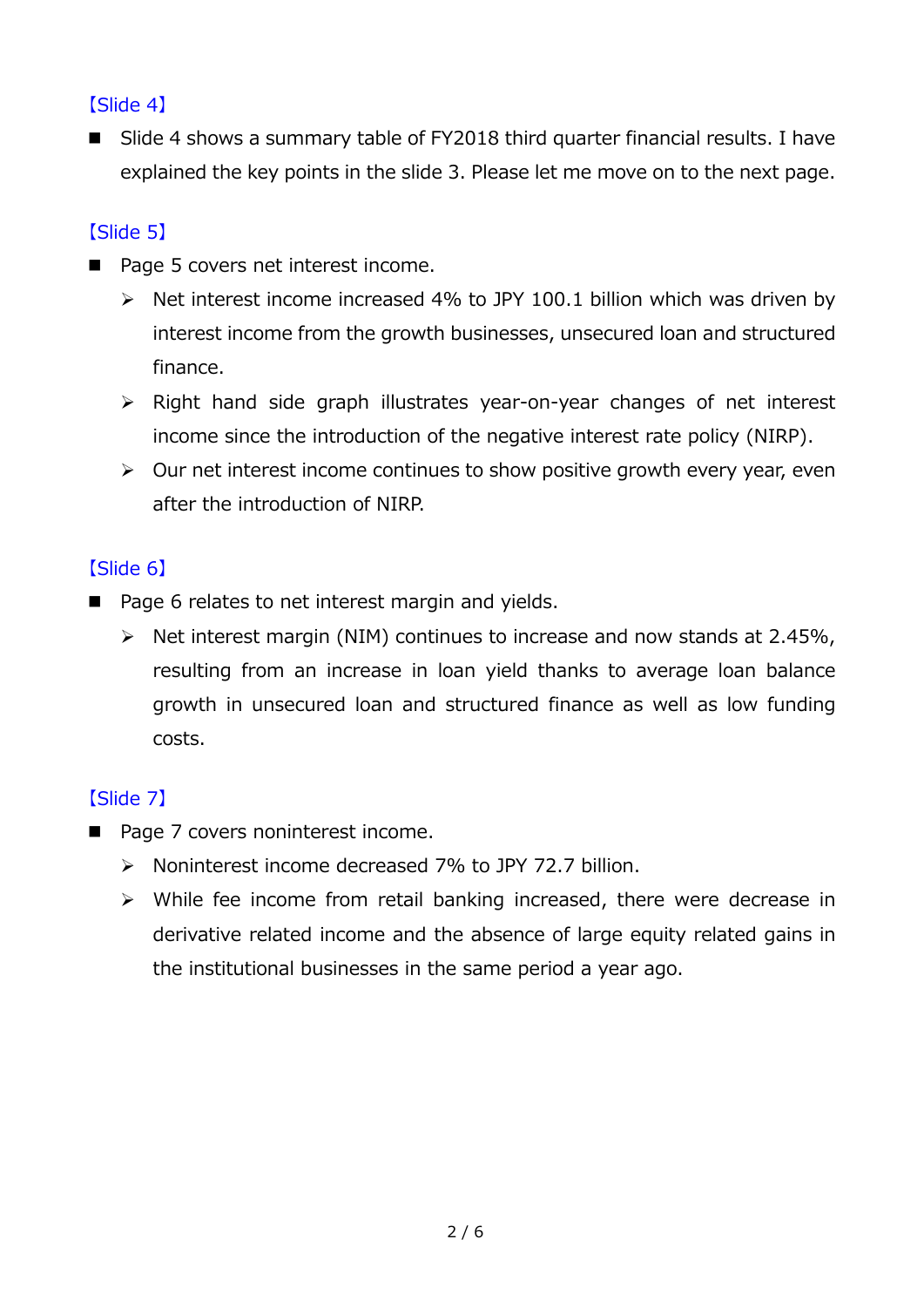【Slide 4】

- Slide 4 shows a summary table of FY2018 third quarter financial results. I have explained the key points in the slide 3. Please let me move on to the next page.

【Slide 5】

- Page 5 covers net interest income.
  - Net interest income increased 4% to JPY 100.1 billion which was driven by interest income from the growth businesses, unsecured loan and structured finance.
  - Right hand side graph illustrates year-on-year changes of net interest income since the introduction of the negative interest rate policy (NIRP).
  - Our net interest income continues to show positive growth every year, even after the introduction of NIRP.

【Slide 6】

- Page 6 relates to net interest margin and yields.
  - Net interest margin (NIM) continues to increase and now stands at 2.45%, resulting from an increase in loan yield thanks to average loan balance growth in unsecured loan and structured finance as well as low funding costs.

【Slide 7】

- Page 7 covers noninterest income.
  - Noninterest income decreased 7% to JPY 72.7 billion.
  - While fee income from retail banking increased, there were decrease in derivative related income and the absence of large equity related gains in the institutional businesses in the same period a year ago.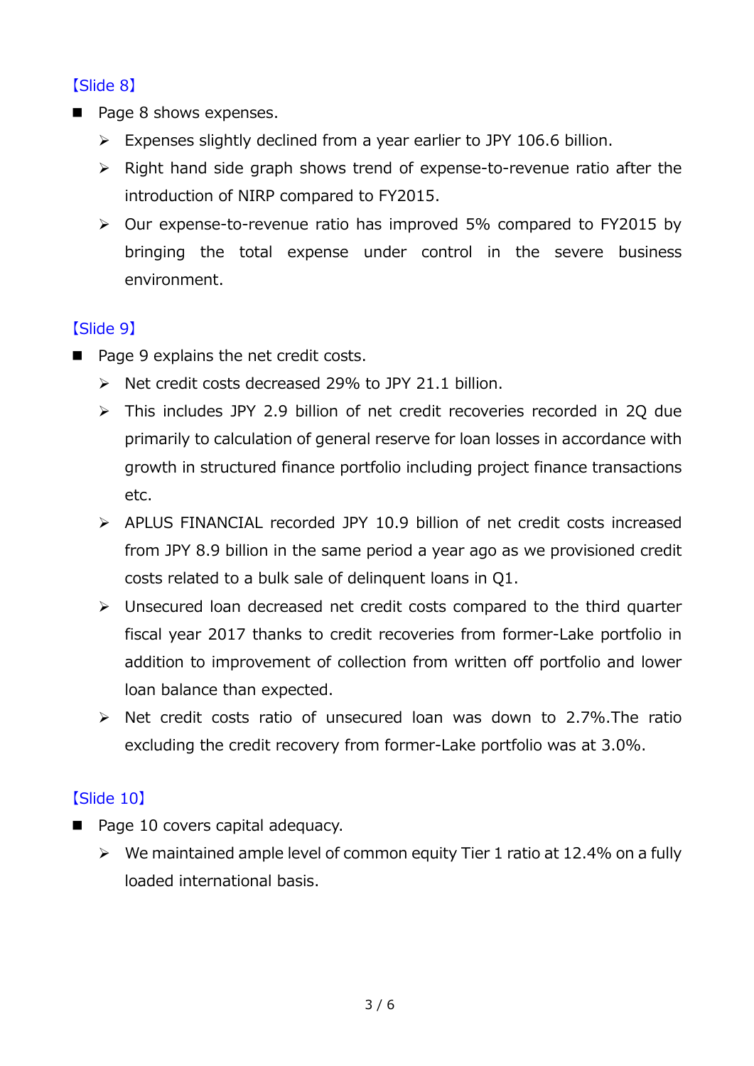【Slide 8】

- Page 8 shows expenses.
  - Expenses slightly declined from a year earlier to JPY 106.6 billion.
  - Right hand side graph shows trend of expense-to-revenue ratio after the introduction of NIRP compared to FY2015.
  - Our expense-to-revenue ratio has improved 5% compared to FY2015 by bringing the total expense under control in the severe business environment.

【Slide 9】

- Page 9 explains the net credit costs.
  - Net credit costs decreased 29% to JPY 21.1 billion.
  - This includes JPY 2.9 billion of net credit recoveries recorded in 2Q due primarily to calculation of general reserve for loan losses in accordance with growth in structured finance portfolio including project finance transactions etc.
  - APLUS FINANCIAL recorded JPY 10.9 billion of net credit costs increased from JPY 8.9 billion in the same period a year ago as we provisioned credit costs related to a bulk sale of delinquent loans in Q1.
  - Unsecured loan decreased net credit costs compared to the third quarter fiscal year 2017 thanks to credit recoveries from former-Lake portfolio in addition to improvement of collection from written off portfolio and lower loan balance than expected.
  - Net credit costs ratio of unsecured loan was down to 2.7%.The ratio excluding the credit recovery from former-Lake portfolio was at 3.0%.

【Slide 10】

- Page 10 covers capital adequacy.
  - We maintained ample level of common equity Tier 1 ratio at 12.4% on a fully loaded international basis.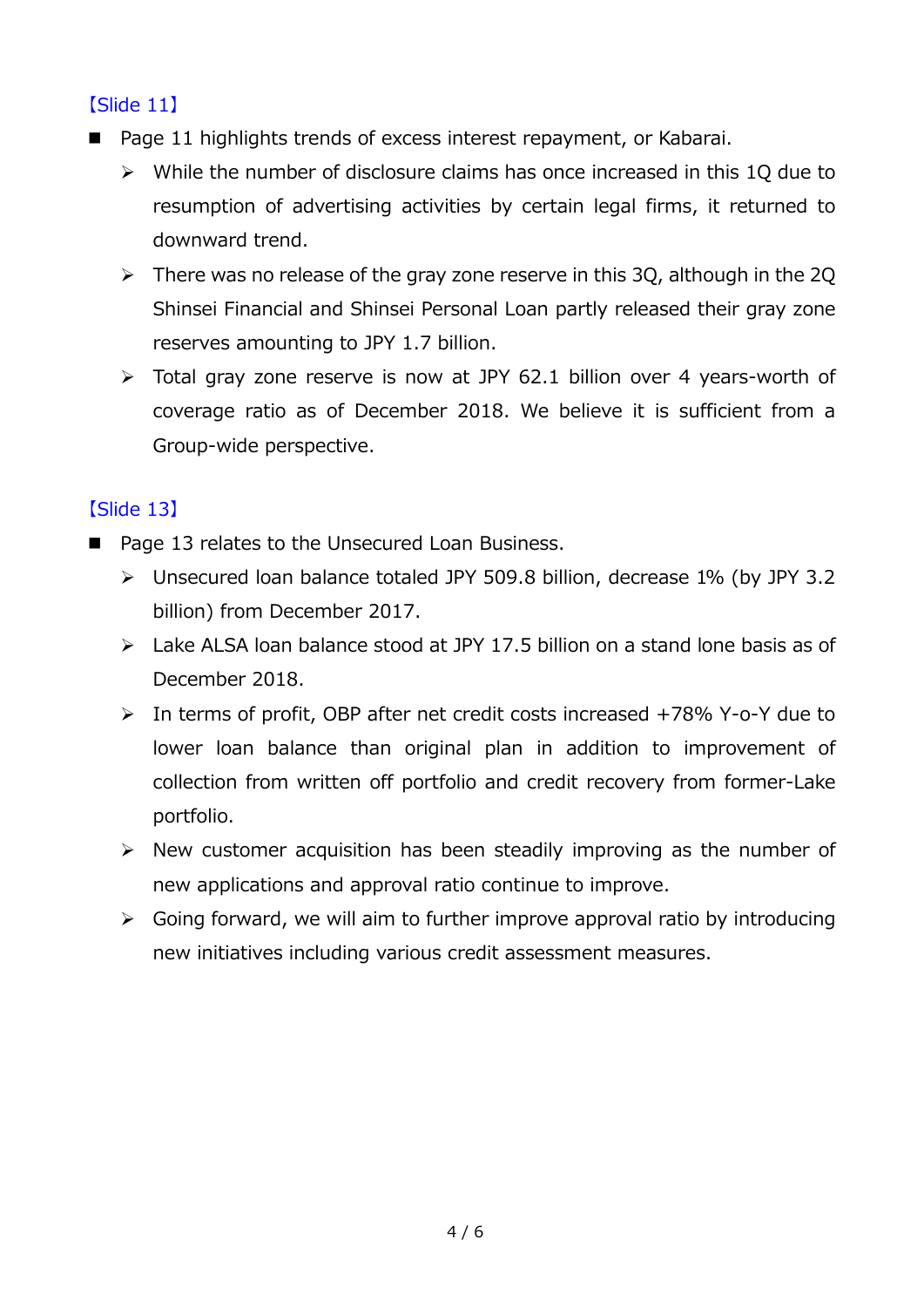【Slide 11】

- Page 11 highlights trends of excess interest repayment, or Kabarai.
  - While the number of disclosure claims has once increased in this 1Q due to resumption of advertising activities by certain legal firms, it returned to downward trend.
  - There was no release of the gray zone reserve in this 3Q, although in the 2Q Shinsei Financial and Shinsei Personal Loan partly released their gray zone reserves amounting to JPY 1.7 billion.
  - Total gray zone reserve is now at JPY 62.1 billion over 4 years-worth of coverage ratio as of December 2018. We believe it is sufficient from a Group-wide perspective.

【Slide 13】

- Page 13 relates to the Unsecured Loan Business.
  - Unsecured loan balance totaled JPY 509.8 billion, decrease 1% (by JPY 3.2 billion) from December 2017.
  - Lake ALSA loan balance stood at JPY 17.5 billion on a stand lone basis as of December 2018.
  - In terms of profit, OBP after net credit costs increased +78% Y-o-Y due to lower loan balance than original plan in addition to improvement of collection from written off portfolio and credit recovery from former-Lake portfolio.
  - New customer acquisition has been steadily improving as the number of new applications and approval ratio continue to improve.
  - Going forward, we will aim to further improve approval ratio by introducing new initiatives including various credit assessment measures.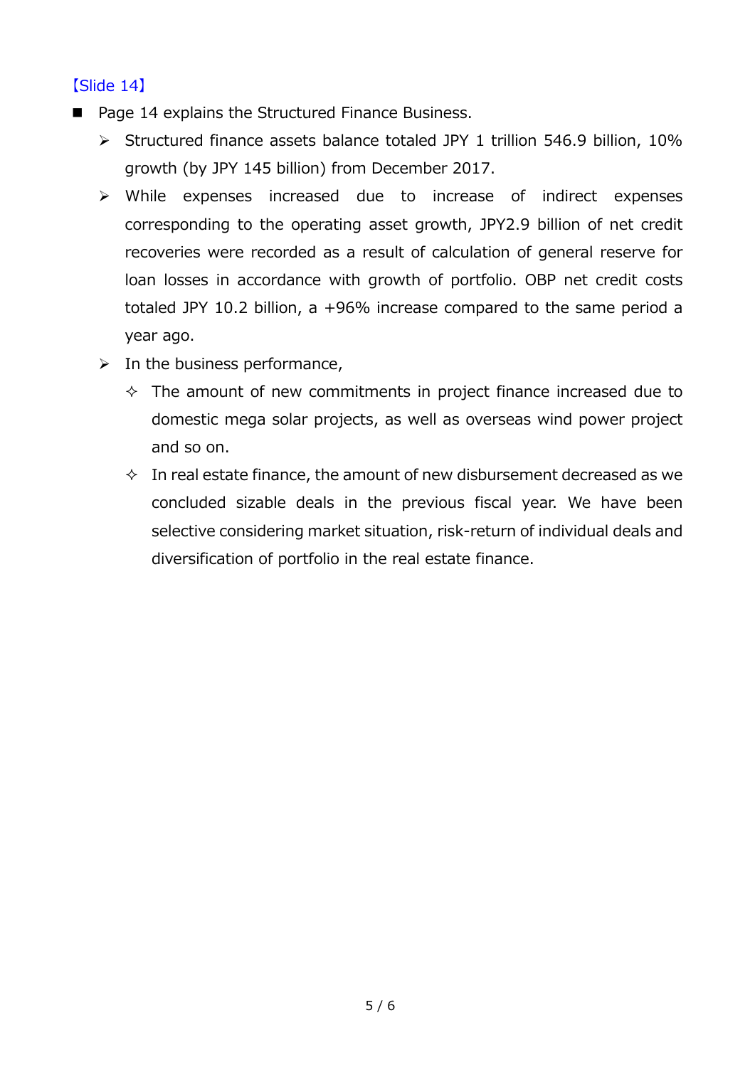【Slide 14】

- Page 14 explains the Structured Finance Business.
  - Structured finance assets balance totaled JPY 1 trillion 546.9 billion, 10% growth (by JPY 145 billion) from December 2017.
  - While expenses increased due to increase of indirect expenses corresponding to the operating asset growth, JPY2.9 billion of net credit recoveries were recorded as a result of calculation of general reserve for loan losses in accordance with growth of portfolio. OBP net credit costs totaled JPY 10.2 billion, a +96% increase compared to the same period a year ago.
  - In the business performance,
    - The amount of new commitments in project finance increased due to domestic mega solar projects, as well as overseas wind power project and so on.
    - In real estate finance, the amount of new disbursement decreased as we concluded sizable deals in the previous fiscal year. We have been selective considering market situation, risk-return of individual deals and diversification of portfolio in the real estate finance.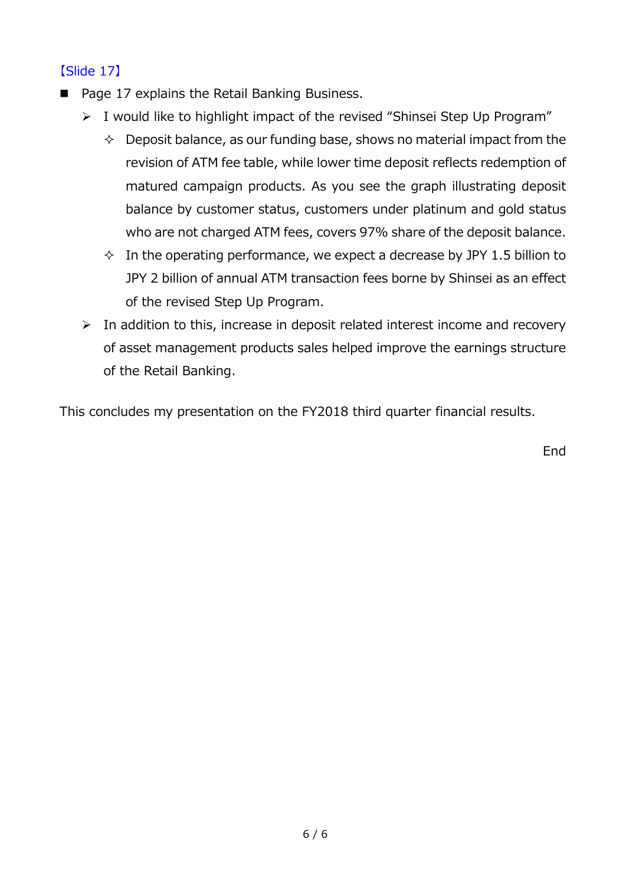【Slide 17】

- Page 17 explains the Retail Banking Business.
  - I would like to highlight impact of the revised “Shinsei Step Up Program”
    - Deposit balance, as our funding base, shows no material impact from the revision of ATM fee table, while lower time deposit reflects redemption of matured campaign products. As you see the graph illustrating deposit balance by customer status, customers under platinum and gold status who are not charged ATM fees, covers 97% share of the deposit balance.
    - In the operating performance, we expect a decrease by JPY 1.5 billion to JPY 2 billion of annual ATM transaction fees borne by Shinsei as an effect of the revised Step Up Program.
  - In addition to this, increase in deposit related interest income and recovery of asset management products sales helped improve the earnings structure of the Retail Banking.

This concludes my presentation on the FY2018 third quarter financial results.

End